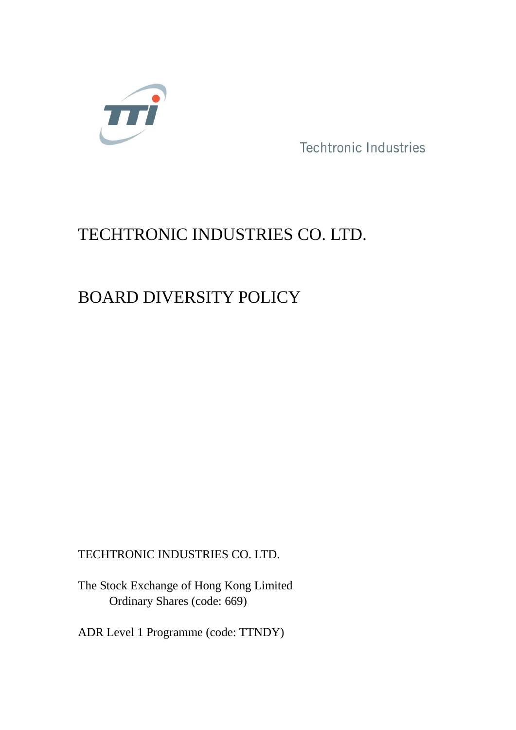Techtronic Industries

# TECHTRONIC INDUSTRIES CO. LTD.

# BOARD DIVERSITY POLICY

TECHTRONIC INDUSTRIES CO. LTD.

The Stock Exchange of Hong Kong Limited
Ordinary Shares (code: 669)

ADR Level 1 Programme (code: TTNDY)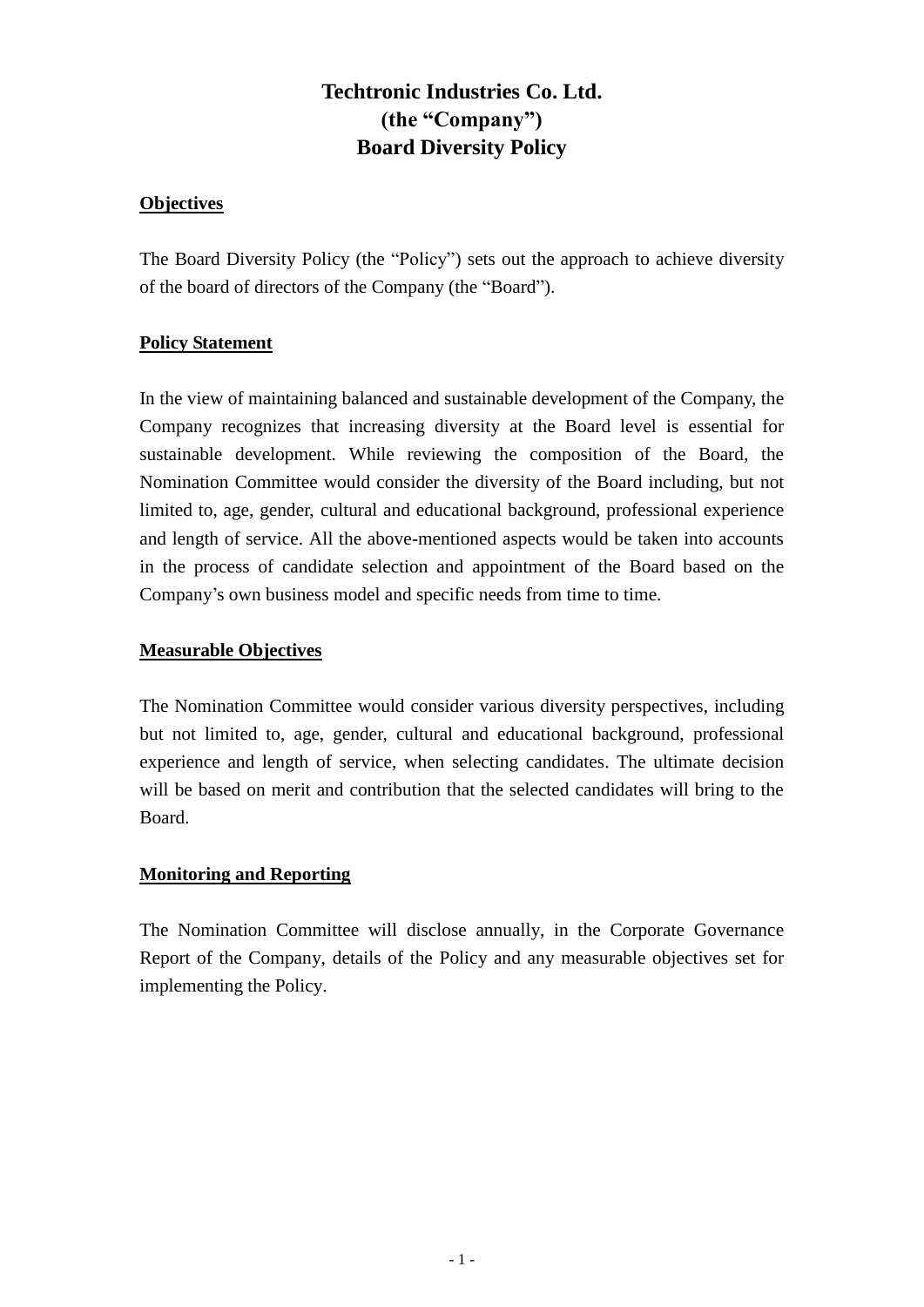# Techtronic Industries Co. Ltd.
# (the "Company")
# Board Diversity Policy

**Objectives**

The Board Diversity Policy (the "Policy") sets out the approach to achieve diversity of the board of directors of the Company (the "Board").

**Policy Statement**

In the view of maintaining balanced and sustainable development of the Company, the Company recognizes that increasing diversity at the Board level is essential for sustainable development. While reviewing the composition of the Board, the Nomination Committee would consider the diversity of the Board including, but not limited to, age, gender, cultural and educational background, professional experience and length of service. All the above-mentioned aspects would be taken into accounts in the process of candidate selection and appointment of the Board based on the Company's own business model and specific needs from time to time.

**Measurable Objectives**

The Nomination Committee would consider various diversity perspectives, including but not limited to, age, gender, cultural and educational background, professional experience and length of service, when selecting candidates. The ultimate decision will be based on merit and contribution that the selected candidates will bring to the Board.

**Monitoring and Reporting**

The Nomination Committee will disclose annually, in the Corporate Governance Report of the Company, details of the Policy and any measurable objectives set for implementing the Policy.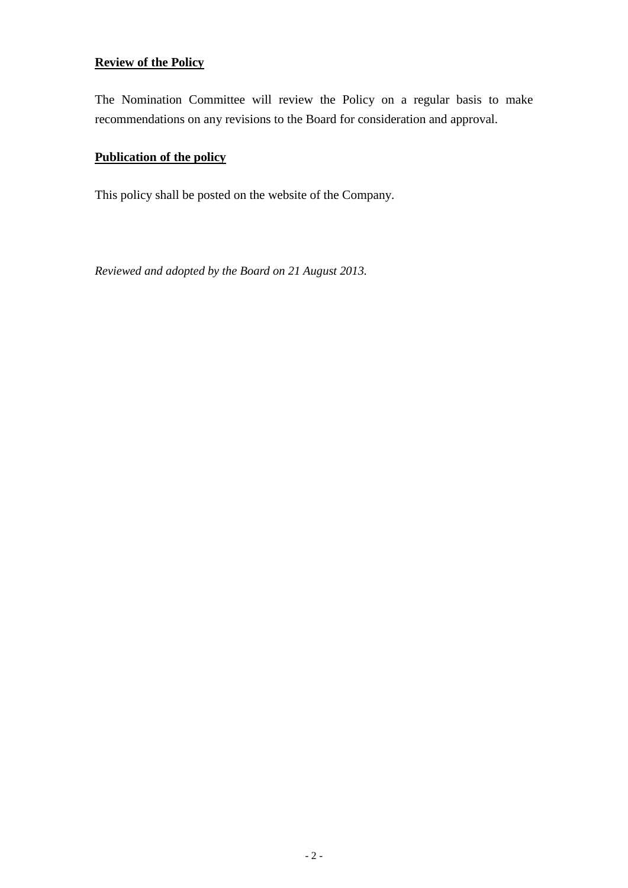**Review of the Policy**

The Nomination Committee will review the Policy on a regular basis to make recommendations on any revisions to the Board for consideration and approval.

**Publication of the policy**

This policy shall be posted on the website of the Company.

*Reviewed and adopted by the Board on 21 August 2013.*